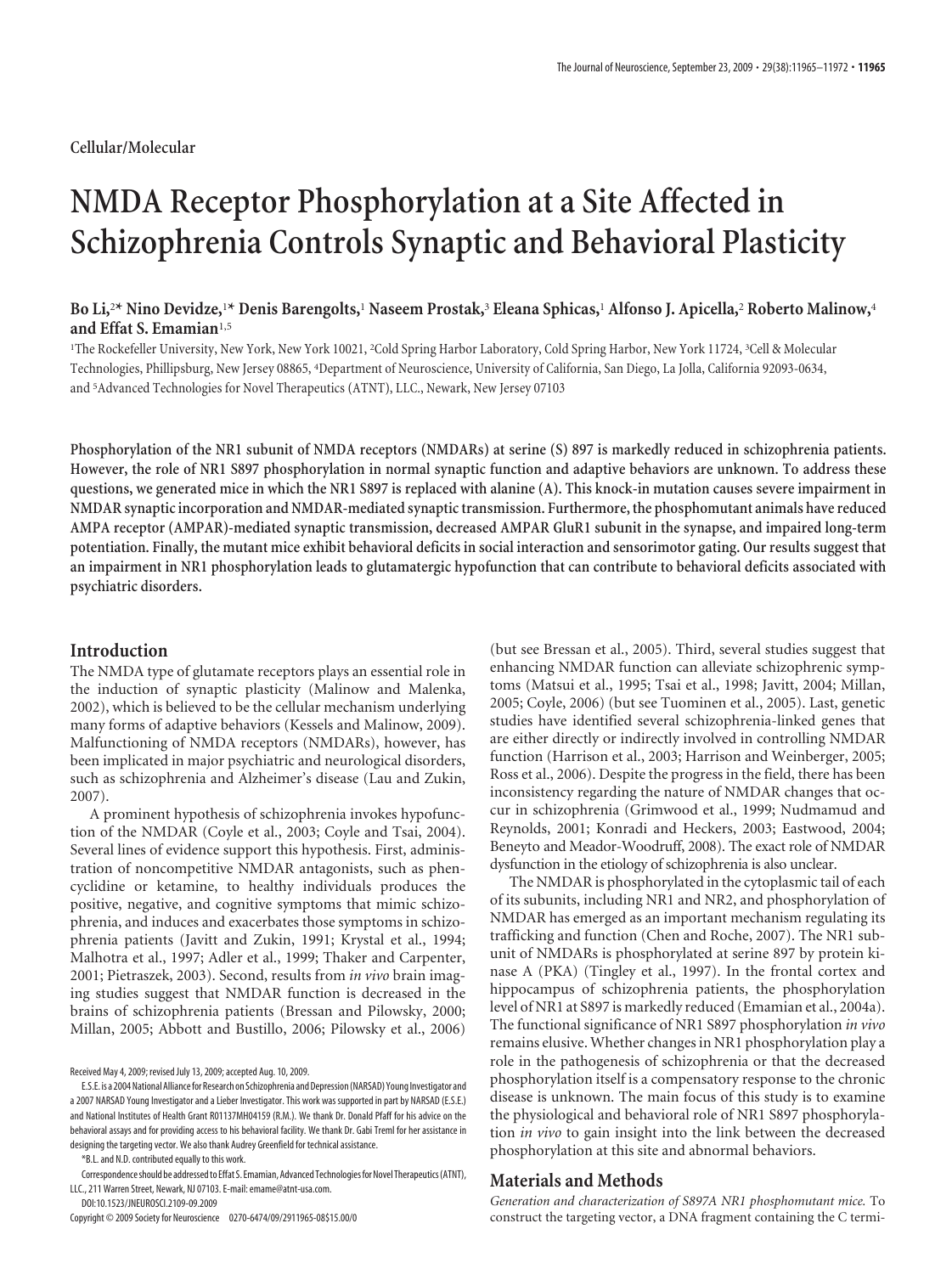Cellular/Molecular

# NMDA Receptor Phosphorylation at a Site Affected in Schizophrenia Controls Synaptic and Behavioral Plasticity

**Bo Li,[2*] Nino Devidze,[1*] Denis Barengolts,[1] Naseem Prostak,[3] Eleana Sphicas,[1] Alfonso J. Apicella,[2] Roberto Malinow,[4] and Effat S. Emamian[1,5]**

[1]The Rockefeller University, New York, New York 10021, [2]Cold Spring Harbor Laboratory, Cold Spring Harbor, New York 11724, [3]Cell & Molecular Technologies, Phillipsburg, New Jersey 08865, [4]Department of Neuroscience, University of California, San Diego, La Jolla, California 92093-0634, and [5]Advanced Technologies for Novel Therapeutics (ATNT), LLC., Newark, New Jersey 07103

**Phosphorylation of the NR1 subunit of NMDA receptors (NMDARs) at serine (S) 897 is markedly reduced in schizophrenia patients. However, the role of NR1 S897 phosphorylation in normal synaptic function and adaptive behaviors are unknown. To address these questions, we generated mice in which the NR1 S897 is replaced with alanine (A). This knock-in mutation causes severe impairment in NMDAR synaptic incorporation and NMDAR-mediated synaptic transmission. Furthermore, the phosphomutant animals have reduced AMPA receptor (AMPAR)-mediated synaptic transmission, decreased AMPAR GluR1 subunit in the synapse, and impaired long-term potentiation. Finally, the mutant mice exhibit behavioral deficits in social interaction and sensorimotor gating. Our results suggest that an impairment in NR1 phosphorylation leads to glutamatergic hypofunction that can contribute to behavioral deficits associated with psychiatric disorders.**

## Introduction

The NMDA type of glutamate receptors plays an essential role in the induction of synaptic plasticity (Malinow and Malenka, 2002), which is believed to be the cellular mechanism underlying many forms of adaptive behaviors (Kessels and Malinow, 2009). Malfunctioning of NMDA receptors (NMDARs), however, has been implicated in major psychiatric and neurological disorders, such as schizophrenia and Alzheimer's disease (Lau and Zukin, 2007).

A prominent hypothesis of schizophrenia invokes hypofunction of the NMDAR (Coyle et al., 2003; Coyle and Tsai, 2004). Several lines of evidence support this hypothesis. First, administration of noncompetitive NMDAR antagonists, such as phencyclidine or ketamine, to healthy individuals produces the positive, negative, and cognitive symptoms that mimic schizophrenia, and induces and exacerbates those symptoms in schizophrenia patients (Javitt and Zukin, 1991; Krystal et al., 1994; Malhotra et al., 1997; Adler et al., 1999; Thaker and Carpenter, 2001; Pietraszek, 2003). Second, results from *in vivo* brain imaging studies suggest that NMDAR function is decreased in the brains of schizophrenia patients (Bressan and Pilowsky, 2000; Millan, 2005; Abbott and Bustillo, 2006; Pilowsky et al., 2006) (but see Bressan et al., 2005). Third, several studies suggest that enhancing NMDAR function can alleviate schizophrenic symptoms (Matsui et al., 1995; Tsai et al., 1998; Javitt, 2004; Millan, 2005; Coyle, 2006) (but see Tuominen et al., 2005). Last, genetic studies have identified several schizophrenia-linked genes that are either directly or indirectly involved in controlling NMDAR function (Harrison et al., 2003; Harrison and Weinberger, 2005; Ross et al., 2006). Despite the progress in the field, there has been inconsistency regarding the nature of NMDAR changes that occur in schizophrenia (Grimwood et al., 1999; Nudmamud and Reynolds, 2001; Konradi and Heckers, 2003; Eastwood, 2004; Beneyto and Meador-Woodruff, 2008). The exact role of NMDAR dysfunction in the etiology of schizophrenia is also unclear.

The NMDAR is phosphorylated in the cytoplasmic tail of each of its subunits, including NR1 and NR2, and phosphorylation of NMDAR has emerged as an important mechanism regulating its trafficking and function (Chen and Roche, 2007). The NR1 subunit of NMDARs is phosphorylated at serine 897 by protein kinase A (PKA) (Tingley et al., 1997). In the frontal cortex and hippocampus of schizophrenia patients, the phosphorylation level of NR1 at S897 is markedly reduced (Emamian et al., 2004a). The functional significance of NR1 S897 phosphorylation *in vivo* remains elusive. Whether changes in NR1 phosphorylation play a role in the pathogenesis of schizophrenia or that the decreased phosphorylation itself is a compensatory response to the chronic disease is unknown. The main focus of this study is to examine the physiological and behavioral role of NR1 S897 phosphorylation *in vivo* to gain insight into the link between the decreased phosphorylation at this site and abnormal behaviors.

## Materials and Methods

*Generation and characterization of S897A NR1 phosphomutant mice.* To construct the targeting vector, a DNA fragment containing the C termi-

Received May 4, 2009; revised July 13, 2009; accepted Aug. 10, 2009.

E.S.E. is a 2004 National Alliance for Research on Schizophrenia and Depression (NARSAD) Young Investigator and a 2007 NARSAD Young Investigator and a Lieber Investigator. This work was supported in part by NARSAD (E.S.E.) and National Institutes of Health Grant R01137MH04159 (R.M.). We thank Dr. Donald Pfaff for his advice on the behavioral assays and for providing access to his behavioral facility. We thank Dr. Gabi Treml for her assistance in designing the targeting vector. We also thank Audrey Greenfield for technical assistance.

*B.L. and N.D. contributed equally to this work.

Correspondence should be addressed to Effat S. Emamian, Advanced Technologies for Novel Therapeutics (ATNT), LLC., 211 Warren Street, Newark, NJ 07103. E-mail: emame@atnt-usa.com.

DOI:10.1523/JNEUROSCI.2109-09.2009

Copyright © 2009 Society for Neuroscience 0270-6474/09/2911965-08$15.00/0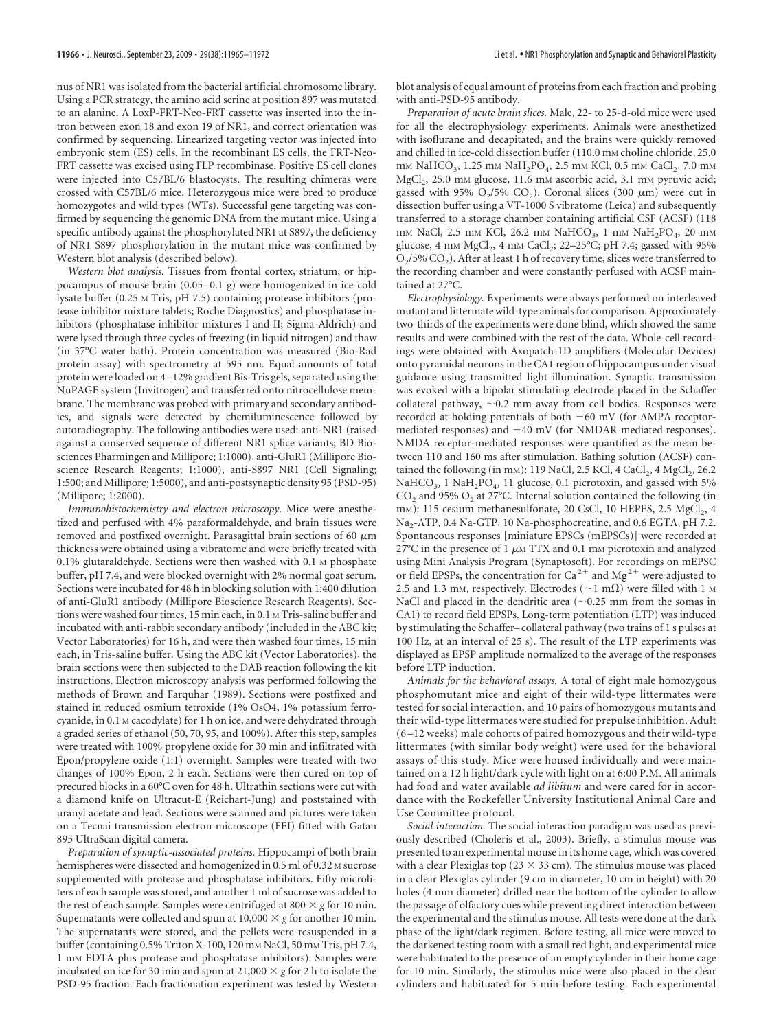nus of NR1 was isolated from the bacterial artificial chromosome library. Using a PCR strategy, the amino acid serine at position 897 was mutated to an alanine. A LoxP-FRT-Neo-FRT cassette was inserted into the intron between exon 18 and exon 19 of NR1, and correct orientation was confirmed by sequencing. Linearized targeting vector was injected into embryonic stem (ES) cells. In the recombinant ES cells, the FRT-Neo-FRT cassette was excised using FLP recombinase. Positive ES cell clones were injected into C57BL/6 blastocysts. The resulting chimeras were crossed with C57BL/6 mice. Heterozygous mice were bred to produce homozygotes and wild types (WTs). Successful gene targeting was confirmed by sequencing the genomic DNA from the mutant mice. Using a specific antibody against the phosphorylated NR1 at S897, the deficiency of NR1 S897 phosphorylation in the mutant mice was confirmed by Western blot analysis (described below).

*Western blot analysis.* Tissues from frontal cortex, striatum, or hippocampus of mouse brain (0.05–0.1 g) were homogenized in ice-cold lysate buffer (0.25 M Tris, pH 7.5) containing protease inhibitors (protease inhibitor mixture tablets; Roche Diagnostics) and phosphatase inhibitors (phosphatase inhibitor mixtures I and II; Sigma-Aldrich) and were lysed through three cycles of freezing (in liquid nitrogen) and thaw (in 37°C water bath). Protein concentration was measured (Bio-Rad protein assay) with spectrometry at 595 nm. Equal amounts of total protein were loaded on 4–12% gradient Bis-Tris gels, separated using the NuPAGE system (Invitrogen) and transferred onto nitrocellulose membrane. The membrane was probed with primary and secondary antibodies, and signals were detected by chemiluminescence followed by autoradiography. The following antibodies were used: anti-NR1 (raised against a conserved sequence of different NR1 splice variants; BD Biosciences Pharmingen and Millipore; 1:1000), anti-GluR1 (Millipore Bioscience Research Reagents; 1:1000), anti-S897 NR1 (Cell Signaling; 1:500; and Millipore; 1:5000), and anti-postsynaptic density 95 (PSD-95) (Millipore; 1:2000).

*Immunohistochemistry and electron microscopy.* Mice were anesthetized and perfused with 4% paraformaldehyde, and brain tissues were removed and postfixed overnight. Parasagittal brain sections of 60 μm thickness were obtained using a vibratome and were briefly treated with 0.1% glutaraldehyde. Sections were then washed with 0.1 M phosphate buffer, pH 7.4, and were blocked overnight with 2% normal goat serum. Sections were incubated for 48 h in blocking solution with 1:400 dilution of anti-GluR1 antibody (Millipore Bioscience Research Reagents). Sections were washed four times, 15 min each, in 0.1 M Tris-saline buffer and incubated with anti-rabbit secondary antibody (included in the ABC kit; Vector Laboratories) for 16 h, and were then washed four times, 15 min each, in Tris-saline buffer. Using the ABC kit (Vector Laboratories), the brain sections were then subjected to the DAB reaction following the kit instructions. Electron microscopy analysis was performed following the methods of Brown and Farquhar (1989). Sections were postfixed and stained in reduced osmium tetroxide (1% OsO4, 1% potassium ferrocyanide, in 0.1 M cacodylate) for 1 h on ice, and were dehydrated through a graded series of ethanol (50, 70, 95, and 100%). After this step, samples were treated with 100% propylene oxide for 30 min and infiltrated with Epon/propylene oxide (1:1) overnight. Samples were treated with two changes of 100% Epon, 2 h each. Sections were then cured on top of precured blocks in a 60°C oven for 48 h. Ultrathin sections were cut with a diamond knife on Ultracut-E (Reichart-Jung) and poststained with uranyl acetate and lead. Sections were scanned and pictures were taken on a Tecnai transmission electron microscope (FEI) fitted with Gatan 895 UltraScan digital camera.

*Preparation of synaptic-associated proteins.* Hippocampi of both brain hemispheres were dissected and homogenized in 0.5 ml of 0.32 M sucrose supplemented with protease and phosphatase inhibitors. Fifty microliters of each sample was stored, and another 1 ml of sucrose was added to the rest of each sample. Samples were centrifuged at 800 × *g* for 10 min. Supernatants were collected and spun at 10,000 × *g* for another 10 min. The supernatants were stored, and the pellets were resuspended in a buffer (containing 0.5% Triton X-100, 120 mM NaCl, 50 mM Tris, pH 7.4, 1 mM EDTA plus protease and phosphatase inhibitors). Samples were incubated on ice for 30 min and spun at 21,000 × *g* for 2 h to isolate the PSD-95 fraction. Each fractionation experiment was tested by Western blot analysis of equal amount of proteins from each fraction and probing with anti-PSD-95 antibody.

*Preparation of acute brain slices.* Male, 22- to 25-d-old mice were used for all the electrophysiology experiments. Animals were anesthetized with isoflurane and decapitated, and the brains were quickly removed and chilled in ice-cold dissection buffer (110.0 mM choline chloride, 25.0 mM $NaHCO_3$, 1.25 mM $NaH_2PO_4$, 2.5 mM KCl, 0.5 mM $CaCl_2$, 7.0 mM $MgCl_2$, 25.0 mM glucose, 11.6 mM ascorbic acid, 3.1 mM pyruvic acid; gassed with 95% $O_2$/5% $CO_2$). Coronal slices (300 μm) were cut in dissection buffer using a VT-1000 S vibratome (Leica) and subsequently transferred to a storage chamber containing artificial CSF (ACSF) (118 mM NaCl, 2.5 mM KCl, 26.2 mM $NaHCO_3$, 1 mM $NaH_2PO_4$, 20 mM glucose, 4 mM $MgCl_2$, 4 mM $CaCl_2$; 22–25°C; pH 7.4; gassed with 95% $O_2$/5% $CO_2$). After at least 1 h of recovery time, slices were transferred to the recording chamber and were constantly perfused with ACSF maintained at 27°C.

*Electrophysiology.* Experiments were always performed on interleaved mutant and littermate wild-type animals for comparison. Approximately two-thirds of the experiments were done blind, which showed the same results and were combined with the rest of the data. Whole-cell recordings were obtained with Axopatch-1D amplifiers (Molecular Devices) onto pyramidal neurons in the CA1 region of hippocampus under visual guidance using transmitted light illumination. Synaptic transmission was evoked with a bipolar stimulating electrode placed in the Schaffer collateral pathway, ~0.2 mm away from cell bodies. Responses were recorded at holding potentials of both −60 mV (for AMPA receptor-mediated responses) and +40 mV (for NMDAR-mediated responses). NMDA receptor-mediated responses were quantified as the mean between 110 and 160 ms after stimulation. Bathing solution (ACSF) contained the following (in mM): 119 NaCl, 2.5 KCl, 4 $CaCl_2$, 4 $MgCl_2$, 26.2 $NaHCO_3$, 1 $NaH_2PO_4$, 11 glucose, 0.1 picrotoxin, and gassed with 5% $CO_2$ and 95% $O_2$ at 27°C. Internal solution contained the following (in mM): 115 cesium methanesulfonate, 20 CsCl, 10 HEPES, 2.5 $MgCl_2$, 4 $Na_2$-ATP, 0.4 Na-GTP, 10 Na-phosphocreatine, and 0.6 EGTA, pH 7.2. Spontaneous responses [miniature EPSCs (mEPSCs)] were recorded at 27°C in the presence of 1 μM TTX and 0.1 mM picrotoxin and analyzed using Mini Analysis Program (Synaptosoft). For recordings on mEPSC or field EPSPs, the concentration for $Ca^{2+}$ and $Mg^{2+}$ were adjusted to 2.5 and 1.3 mM, respectively. Electrodes (~1 mΩ) were filled with 1 M NaCl and placed in the dendritic area (~0.25 mm from the somas in CA1) to record field EPSPs. Long-term potentiation (LTP) was induced by stimulating the Schaffer–collateral pathway (two trains of 1 s pulses at 100 Hz, at an interval of 25 s). The result of the LTP experiments was displayed as EPSP amplitude normalized to the average of the responses before LTP induction.

*Animals for the behavioral assays.* A total of eight male homozygous phosphomutant mice and eight of their wild-type littermates were tested for social interaction, and 10 pairs of homozygous mutants and their wild-type littermates were studied for prepulse inhibition. Adult (6–12 weeks) male cohorts of paired homozygous and their wild-type littermates (with similar body weight) were used for the behavioral assays of this study. Mice were housed individually and were maintained on a 12 h light/dark cycle with light on at 6:00 P.M. All animals had food and water available *ad libitum* and were cared for in accordance with the Rockefeller University Institutional Animal Care and Use Committee protocol.

*Social interaction.* The social interaction paradigm was used as previously described (Choleris et al., 2003). Briefly, a stimulus mouse was presented to an experimental mouse in its home cage, which was covered with a clear Plexiglas top (23 × 33 cm). The stimulus mouse was placed in a clear Plexiglas cylinder (9 cm in diameter, 10 cm in height) with 20 holes (4 mm diameter) drilled near the bottom of the cylinder to allow the passage of olfactory cues while preventing direct interaction between the experimental and the stimulus mouse. All tests were done at the dark phase of the light/dark regimen. Before testing, all mice were moved to the darkened testing room with a small red light, and experimental mice were habituated to the presence of an empty cylinder in their home cage for 10 min. Similarly, the stimulus mice were also placed in the clear cylinders and habituated for 5 min before testing. Each experimental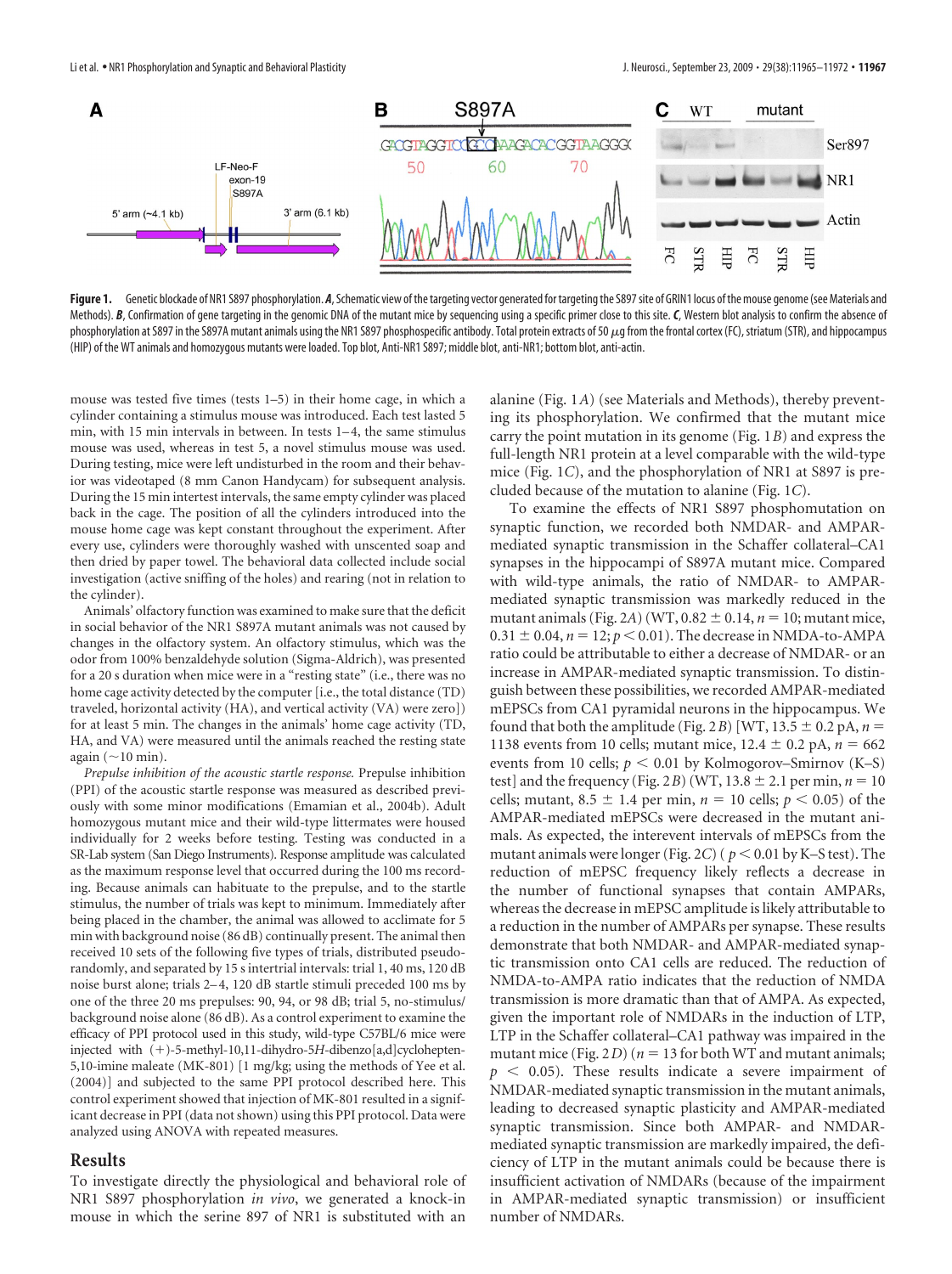**Figure 1.** Genetic blockade of NR1 S897 phosphorylation. ***A***, Schematic view of the targeting vector generated for targeting the S897 site of GRIN1 locus of the mouse genome (see Materials and Methods). ***B***, Confirmation of gene targeting in the genomic DNA of the mutant mice by sequencing using a specific primer close to this site. ***C***, Western blot analysis to confirm the absence of phosphorylation at S897 in the S897A mutant animals using the NR1 S897 phosphospecific antibody. Total protein extracts of 50 μg from the frontal cortex (FC), striatum (STR), and hippocampus (HIP) of the WT animals and homozygous mutants were loaded. Top blot, Anti-NR1 S897; middle blot, anti-NR1; bottom blot, anti-actin.

mouse was tested five times (tests 1–5) in their home cage, in which a cylinder containing a stimulus mouse was introduced. Each test lasted 5 min, with 15 min intervals in between. In tests 1–4, the same stimulus mouse was used, whereas in test 5, a novel stimulus mouse was used. During testing, mice were left undisturbed in the room and their behavior was videotaped (8 mm Canon Handycam) for subsequent analysis. During the 15 min intertest intervals, the same empty cylinder was placed back in the cage. The position of all the cylinders introduced into the mouse home cage was kept constant throughout the experiment. After every use, cylinders were thoroughly washed with unscented soap and then dried by paper towel. The behavioral data collected include social investigation (active sniffing of the holes) and rearing (not in relation to the cylinder).

Animals' olfactory function was examined to make sure that the deficit in social behavior of the NR1 S897A mutant animals was not caused by changes in the olfactory system. An olfactory stimulus, which was the odor from 100% benzaldehyde solution (Sigma-Aldrich), was presented for a 20 s duration when mice were in a "resting state" (i.e., there was no home cage activity detected by the computer [i.e., the total distance (TD) traveled, horizontal activity (HA), and vertical activity (VA) were zero]) for at least 5 min. The changes in the animals' home cage activity (TD, HA, and VA) were measured until the animals reached the resting state again (~10 min).

*Prepulse inhibition of the acoustic startle response.* Prepulse inhibition (PPI) of the acoustic startle response was measured as described previously with some minor modifications (Emamian et al., 2004b). Adult homozygous mutant mice and their wild-type littermates were housed individually for 2 weeks before testing. Testing was conducted in a SR-Lab system (San Diego Instruments). Response amplitude was calculated as the maximum response level that occurred during the 100 ms recording. Because animals can habituate to the prepulse, and to the startle stimulus, the number of trials was kept to minimum. Immediately after being placed in the chamber, the animal was allowed to acclimate for 5 min with background noise (86 dB) continually present. The animal then received 10 sets of the following five types of trials, distributed pseudorandomly, and separated by 15 s intertrial intervals: trial 1, 40 ms, 120 dB noise burst alone; trials 2–4, 120 dB startle stimuli preceded 100 ms by one of the three 20 ms prepulses: 90, 94, or 98 dB; trial 5, no-stimulus/background noise alone (86 dB). As a control experiment to examine the efficacy of PPI protocol used in this study, wild-type C57BL/6 mice were injected with (+)-5-methyl-10,11-dihydro-5*H*-dibenzo[a,d]cyclohepten-5,10-imine maleate (MK-801) [1 mg/kg; using the methods of Yee et al. (2004)] and subjected to the same PPI protocol described here. This control experiment showed that injection of MK-801 resulted in a significant decrease in PPI (data not shown) using this PPI protocol. Data were analyzed using ANOVA with repeated measures.

## Results

To investigate directly the physiological and behavioral role of NR1 S897 phosphorylation *in vivo*, we generated a knock-in mouse in which the serine 897 of NR1 is substituted with an alanine (Fig. 1*A*) (see Materials and Methods), thereby preventing its phosphorylation. We confirmed that the mutant mice carry the point mutation in its genome (Fig. 1*B*) and express the full-length NR1 protein at a level comparable with the wild-type mice (Fig. 1*C*), and the phosphorylation of NR1 at S897 is precluded because of the mutation to alanine (Fig. 1*C*).

To examine the effects of NR1 S897 phosphomutation on synaptic function, we recorded both NMDAR- and AMPAR-mediated synaptic transmission in the Schaffer collateral–CA1 synapses in the hippocampi of S897A mutant mice. Compared with wild-type animals, the ratio of NMDAR- to AMPAR-mediated synaptic transmission was markedly reduced in the mutant animals (Fig. 2*A*) (WT, $0.82 \pm 0.14$, $n = 10$; mutant mice, $0.31 \pm 0.04$, $n = 12$; $p < 0.01$). The decrease in NMDA-to-AMPA ratio could be attributable to either a decrease of NMDAR- or an increase in AMPAR-mediated synaptic transmission. To distinguish between these possibilities, we recorded AMPAR-mediated mEPSCs from CA1 pyramidal neurons in the hippocampus. We found that both the amplitude (Fig. 2*B*) [WT, $13.5 \pm 0.2$ pA, $n = 1138$ events from 10 cells; mutant mice, $12.4 \pm 0.2$ pA, $n = 662$ events from 10 cells; $p < 0.01$ by Kolmogorov–Smirnov (K–S) test] and the frequency (Fig. 2*B*) (WT, $13.8 \pm 2.1$ per min, $n = 10$ cells; mutant, $8.5 \pm 1.4$ per min, $n = 10$ cells; $p < 0.05$) of the AMPAR-mediated mEPSCs were decreased in the mutant animals. As expected, the interevent intervals of mEPSCs from the mutant animals were longer (Fig. 2*C*) ($p < 0.01$ by K–S test). The reduction of mEPSC frequency likely reflects a decrease in the number of functional synapses that contain AMPARs, whereas the decrease in mEPSC amplitude is likely attributable to a reduction in the number of AMPARs per synapse. These results demonstrate that both NMDAR- and AMPAR-mediated synaptic transmission onto CA1 cells are reduced. The reduction of NMDA-to-AMPA ratio indicates that the reduction of NMDA transmission is more dramatic than that of AMPA. As expected, given the important role of NMDARs in the induction of LTP, LTP in the Schaffer collateral–CA1 pathway was impaired in the mutant mice (Fig. 2*D*) ($n = 13$ for both WT and mutant animals; $p < 0.05$). These results indicate a severe impairment of NMDAR-mediated synaptic transmission in the mutant animals, leading to decreased synaptic plasticity and AMPAR-mediated synaptic transmission. Since both AMPAR- and NMDAR-mediated synaptic transmission are markedly impaired, the deficiency of LTP in the mutant animals could be because there is insufficient activation of NMDARs (because of the impairment in AMPAR-mediated synaptic transmission) or insufficient number of NMDARs.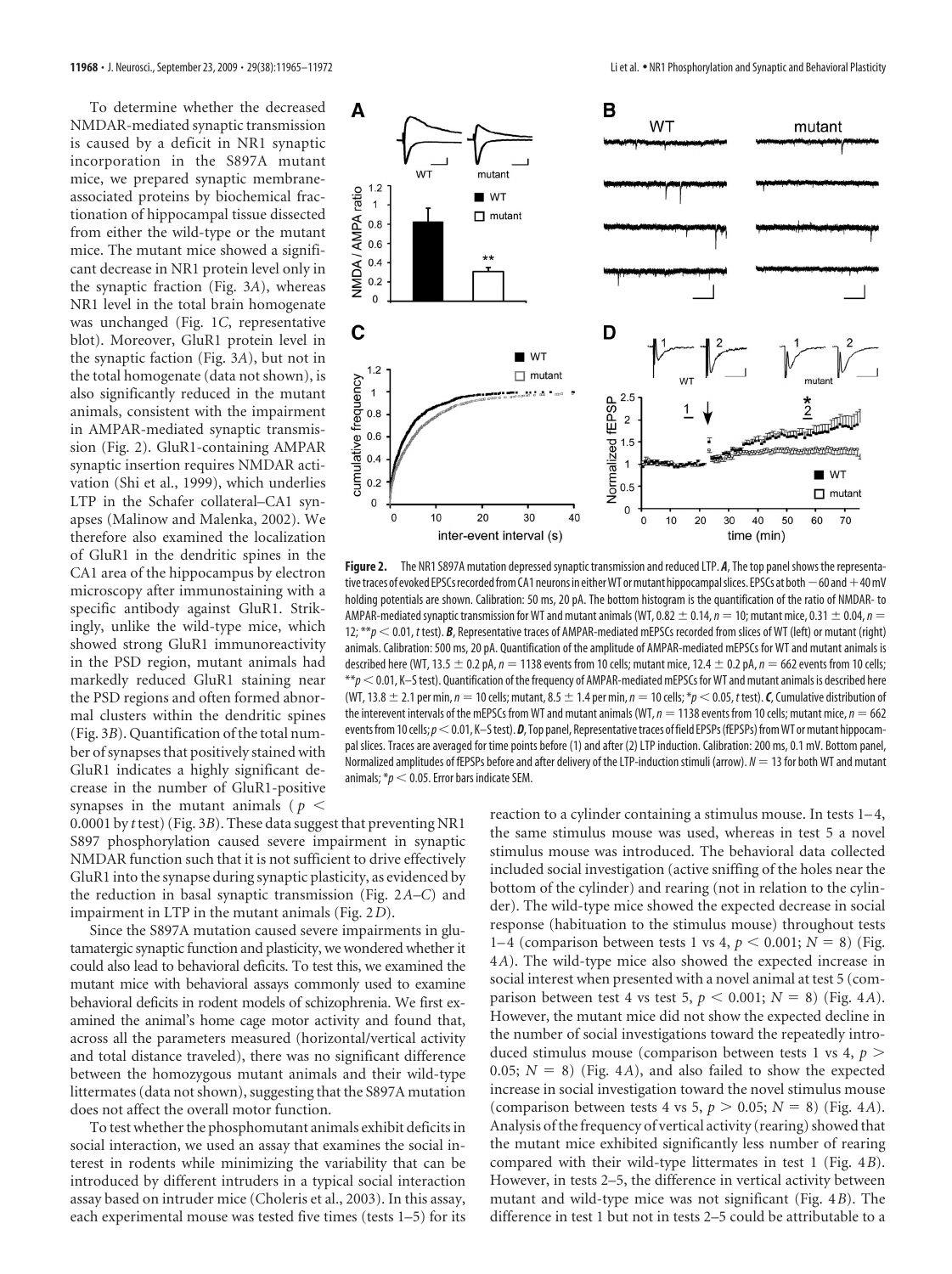To determine whether the decreased NMDAR-mediated synaptic transmission is caused by a deficit in NR1 synaptic incorporation in the S897A mutant mice, we prepared synaptic membrane-associated proteins by biochemical fractionation of hippocampal tissue dissected from either the wild-type or the mutant mice. The mutant mice showed a significant decrease in NR1 protein level only in the synaptic fraction (Fig. 3*A*), whereas NR1 level in the total brain homogenate was unchanged (Fig. 1*C*, representative blot). Moreover, GluR1 protein level in the synaptic faction (Fig. 3*A*), but not in the total homogenate (data not shown), is also significantly reduced in the mutant animals, consistent with the impairment in AMPAR-mediated synaptic transmission (Fig. 2). GluR1-containing AMPAR synaptic insertion requires NMDAR activation (Shi et al., 1999), which underlies LTP in the Schafer collateral–CA1 synapses (Malinow and Malenka, 2002). We therefore also examined the localization of GluR1 in the dendritic spines in the CA1 area of the hippocampus by electron microscopy after immunostaining with a specific antibody against GluR1. Strikingly, unlike the wild-type mice, which showed strong GluR1 immunoreactivity in the PSD region, mutant animals had markedly reduced GluR1 staining near the PSD regions and often formed abnormal clusters within the dendritic spines (Fig. 3*B*). Quantification of the total number of synapses that positively stained with GluR1 indicates a highly significant decrease in the number of GluR1-positive synapses in the mutant animals ($p < 0.0001$ by *t* test) (Fig. 3*B*). These data suggest that preventing NR1 S897 phosphorylation caused severe impairment in synaptic NMDAR function such that it is not sufficient to drive effectively GluR1 into the synapse during synaptic plasticity, as evidenced by the reduction in basal synaptic transmission (Fig. 2*A–C*) and impairment in LTP in the mutant animals (Fig. 2*D*).

Since the S897A mutation caused severe impairments in glutamatergic synaptic function and plasticity, we wondered whether it could also lead to behavioral deficits. To test this, we examined the mutant mice with behavioral assays commonly used to examine behavioral deficits in rodent models of schizophrenia. We first examined the animal's home cage motor activity and found that, across all the parameters measured (horizontal/vertical activity and total distance traveled), there was no significant difference between the homozygous mutant animals and their wild-type littermates (data not shown), suggesting that the S897A mutation does not affect the overall motor function.

To test whether the phosphomutant animals exhibit deficits in social interaction, we used an assay that examines the social interest in rodents while minimizing the variability that can be introduced by different intruders in a typical social interaction assay based on intruder mice (Choleris et al., 2003). In this assay, each experimental mouse was tested five times (tests 1–5) for its reaction to a cylinder containing a stimulus mouse. In tests 1–4, the same stimulus mouse was used, whereas in test 5 a novel stimulus mouse was introduced. The behavioral data collected included social investigation (active sniffing of the holes near the bottom of the cylinder) and rearing (not in relation to the cylinder). The wild-type mice showed the expected decrease in social response (habituation to the stimulus mouse) throughout tests 1–4 (comparison between tests 1 vs 4, $p < 0.001$; $N = 8$) (Fig. 4*A*). The wild-type mice also showed the expected increase in social interest when presented with a novel animal at test 5 (comparison between test 4 vs test 5, $p < 0.001$; $N = 8$) (Fig. 4*A*). However, the mutant mice did not show the expected decline in the number of social investigations toward the repeatedly introduced stimulus mouse (comparison between tests 1 vs 4, $p > 0.05$; $N = 8$) (Fig. 4*A*), and also failed to show the expected increase in social investigation toward the novel stimulus mouse (comparison between tests 4 vs 5, $p > 0.05$; $N = 8$) (Fig. 4*A*). Analysis of the frequency of vertical activity (rearing) showed that the mutant mice exhibited significantly less number of rearing compared with their wild-type littermates in test 1 (Fig. 4*B*). However, in tests 2–5, the difference in vertical activity between mutant and wild-type mice was not significant (Fig. 4*B*). The difference in test 1 but not in tests 2–5 could be attributable to a

**Figure 2.** The NR1 S897A mutation depressed synaptic transmission and reduced LTP. ***A***, The top panel shows the representative traces of evoked EPSCs recorded from CA1 neurons in either WT or mutant hippocampal slices. EPSCs at both −60 and +40 mV holding potentials are shown. Calibration: 50 ms, 20 pA. The bottom histogram is the quantification of the ratio of NMDAR- to AMPAR-mediated synaptic transmission for WT and mutant animals (WT, 0.82 ± 0.14, $n = 10$; mutant mice, 0.31 ± 0.04, $n = 12$; $^{**}p < 0.01$, *t* test). ***B***, Representative traces of AMPAR-mediated mEPSCs recorded from slices of WT (left) or mutant (right) animals. Calibration: 500 ms, 20 pA. Quantification of the amplitude of AMPAR-mediated mEPSCs for WT and mutant animals is described here (WT, 13.5 ± 0.2 pA, $n = 1138$ events from 10 cells; mutant mice, 12.4 ± 0.2 pA, $n = 662$ events from 10 cells; $^{**}p < 0.01$, K–S test). Quantification of the frequency of AMPAR-mediated mEPSCs for WT and mutant animals is described here (WT, 13.8 ± 2.1 per min, $n = 10$ cells; mutant, 8.5 ± 1.4 per min, $n = 10$ cells; $^{*}p < 0.05$, *t* test). ***C***, Cumulative distribution of the interevent intervals of the mEPSCs from WT and mutant animals (WT, $n = 1138$ events from 10 cells; mutant mice, $n = 662$ events from 10 cells; $p < 0.01$, K–S test). ***D***, Top panel, Representative traces of field EPSPs (fEPSPs) from WT or mutant hippocampal slices. Traces are averaged for time points before (1) and after (2) LTP induction. Calibration: 200 ms, 0.1 mV. Bottom panel, Normalized amplitudes of fEPSPs before and after delivery of the LTP-induction stimuli (arrow). $N = 13$ for both WT and mutant animals; $^{*}p < 0.05$. Error bars indicate SEM.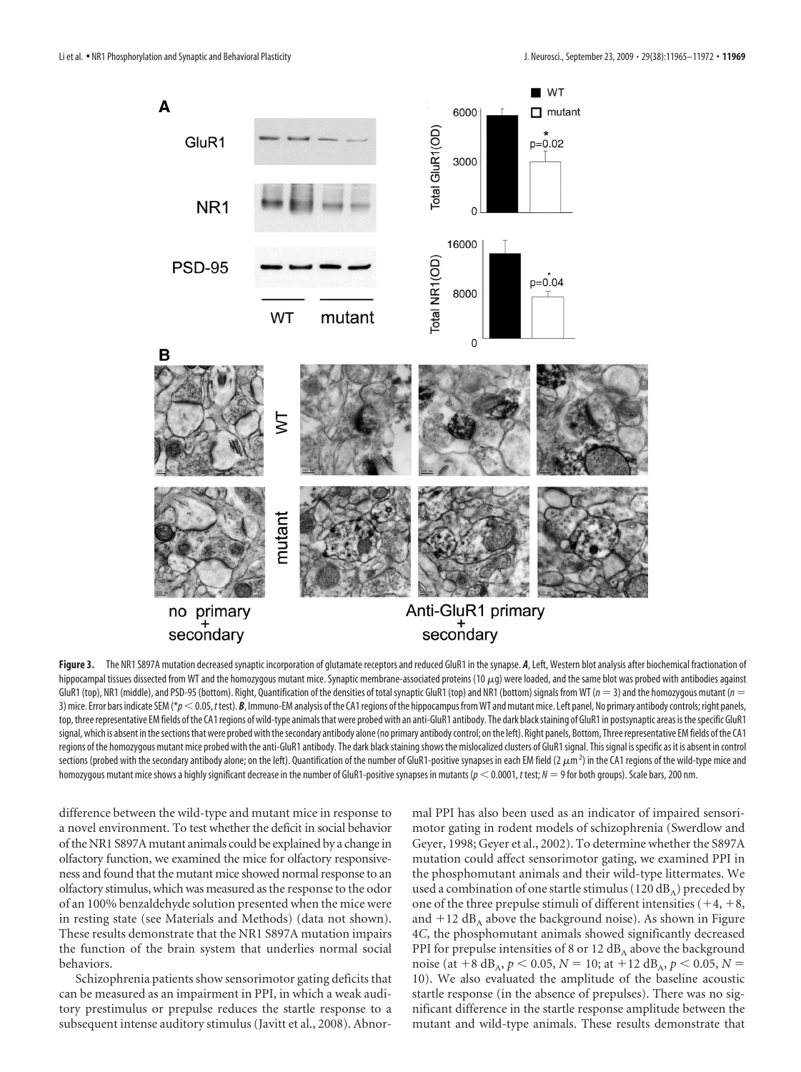**Figure 3.** The NR1 S897A mutation decreased synaptic incorporation of glutamate receptors and reduced GluR1 in the synapse. ***A***, Left, Western blot analysis after biochemical fractionation of hippocampal tissues dissected from WT and the homozygous mutant mice. Synaptic membrane-associated proteins (10 $\mu$g) were loaded, and the same blot was probed with antibodies against GluR1 (top), NR1 (middle), and PSD-95 (bottom). Right, Quantification of the densities of total synaptic GluR1 (top) and NR1 (bottom) signals from WT ($n = 3$) and the homozygous mutant ($n = 3$) mice. Error bars indicate SEM (*$p < 0.05$, *t* test). ***B***, Immuno-EM analysis of the CA1 regions of the hippocampus from WT and mutant mice. Left panel, No primary antibody controls; right panels, top, three representative EM fields of the CA1 regions of wild-type animals that were probed with an anti-GluR1 antibody. The dark black staining of GluR1 in postsynaptic areas is the specific GluR1 signal, which is absent in the sections that were probed with the secondary antibody alone (no primary antibody control; on the left). Right panels, Bottom, Three representative EM fields of the CA1 regions of the homozygous mutant mice probed with the anti-GluR1 antibody. The dark black staining shows the mislocalized clusters of GluR1 signal. This signal is specific as it is absent in control sections (probed with the secondary antibody alone; on the left). Quantification of the number of GluR1-positive synapses in each EM field (2 $\mu m^2$) in the CA1 regions of the wild-type mice and homozygous mutant mice shows a highly significant decrease in the number of GluR1-positive synapses in mutants ($p < 0.0001$, *t* test; $N = 9$ for both groups). Scale bars, 200 nm.

difference between the wild-type and mutant mice in response to a novel environment. To test whether the deficit in social behavior of the NR1 S897A mutant animals could be explained by a change in olfactory function, we examined the mice for olfactory responsiveness and found that the mutant mice showed normal response to an olfactory stimulus, which was measured as the response to the odor of an 100% benzaldehyde solution presented when the mice were in resting state (see Materials and Methods) (data not shown). These results demonstrate that the NR1 S897A mutation impairs the function of the brain system that underlies normal social behaviors.

Schizophrenia patients show sensorimotor gating deficits that can be measured as an impairment in PPI, in which a weak auditory prestimulus or prepulse reduces the startle response to a subsequent intense auditory stimulus (Javitt et al., 2008). Abnormal PPI has also been used as an indicator of impaired sensorimotor gating in rodent models of schizophrenia (Swerdlow and Geyer, 1998; Geyer et al., 2002). To determine whether the S897A mutation could affect sensorimotor gating, we examined PPI in the phosphomutant animals and their wild-type littermates. We used a combination of one startle stimulus (120 $dB_A$) preceded by one of the three prepulse stimuli of different intensities (+4, +8, and +12 $dB_A$ above the background noise). As shown in Figure 4*C*, the phosphomutant animals showed significantly decreased PPI for prepulse intensities of 8 or 12 $dB_A$ above the background noise (at +8 $dB_A$, $p < 0.05$, $N = 10$; at +12 $dB_A$, $p < 0.05$, $N = 10$). We also evaluated the amplitude of the baseline acoustic startle response (in the absence of prepulses). There was no significant difference in the startle response amplitude between the mutant and wild-type animals. These results demonstrate that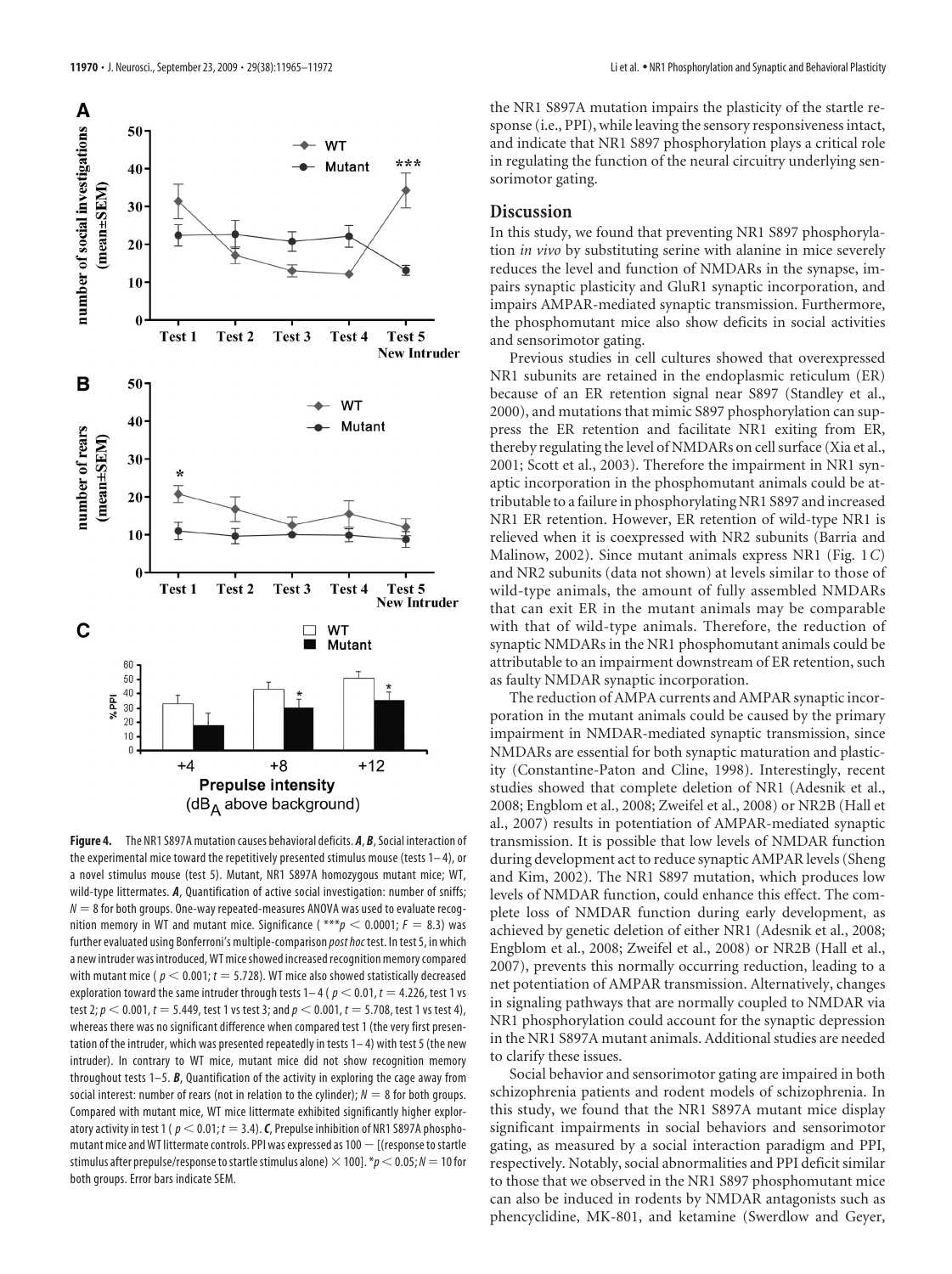**Figure 4.** The NR1 S897A mutation causes behavioral deficits. ***A***, ***B***, Social interaction of the experimental mice toward the repetitively presented stimulus mouse (tests 1–4), or a novel stimulus mouse (test 5). Mutant, NR1 S897A homozygous mutant mice; WT, wild-type littermates. ***A***, Quantification of active social investigation: number of sniffs; $N = 8$ for both groups. One-way repeated-measures ANOVA was used to evaluate recognition memory in WT and mutant mice. Significance (***$p < 0.0001$; $F = 8.3$) was further evaluated using Bonferroni's multiple-comparison *post hoc* test. In test 5, in which a new intruder was introduced, WT mice showed increased recognition memory compared with mutant mice ($p < 0.001$; $t = 5.728$). WT mice also showed statistically decreased exploration toward the same intruder through tests 1–4 ($p < 0.01$, $t = 4.226$, test 1 vs test 2; $p < 0.001$, $t = 5.449$, test 1 vs test 3; and $p < 0.001$, $t = 5.708$, test 1 vs test 4), whereas there was no significant difference when compared test 1 (the very first presentation of the intruder, which was presented repeatedly in tests 1–4) with test 5 (the new intruder). In contrary to WT mice, mutant mice did not show recognition memory throughout tests 1–5. ***B***, Quantification of the activity in exploring the cage away from social interest: number of rears (not in relation to the cylinder); $N = 8$ for both groups. Compared with mutant mice, WT mice littermate exhibited significantly higher exploratory activity in test 1 ($p < 0.01$; $t = 3.4$). ***C***, Prepulse inhibition of NR1 S897A phosphomutant mice and WT littermate controls. PPI was expressed as $100 - [(\text{response to startle stimulus after prepulse/response to startle stimulus alone}) \times 100]$. *$p < 0.05$; $N = 10$ for both groups. Error bars indicate SEM.

the NR1 S897A mutation impairs the plasticity of the startle response (i.e., PPI), while leaving the sensory responsiveness intact, and indicate that NR1 S897 phosphorylation plays a critical role in regulating the function of the neural circuitry underlying sensorimotor gating.

## Discussion

In this study, we found that preventing NR1 S897 phosphorylation *in vivo* by substituting serine with alanine in mice severely reduces the level and function of NMDARs in the synapse, impairs synaptic plasticity and GluR1 synaptic incorporation, and impairs AMPAR-mediated synaptic transmission. Furthermore, the phosphomutant mice also show deficits in social activities and sensorimotor gating.

Previous studies in cell cultures showed that overexpressed NR1 subunits are retained in the endoplasmic reticulum (ER) because of an ER retention signal near S897 (Standley et al., 2000), and mutations that mimic S897 phosphorylation can suppress the ER retention and facilitate NR1 exiting from ER, thereby regulating the level of NMDARs on cell surface (Xia et al., 2001; Scott et al., 2003). Therefore the impairment in NR1 synaptic incorporation in the phosphomutant animals could be attributable to a failure in phosphorylating NR1 S897 and increased NR1 ER retention. However, ER retention of wild-type NR1 is relieved when it is coexpressed with NR2 subunits (Barria and Malinow, 2002). Since mutant animals express NR1 (Fig. 1*C*) and NR2 subunits (data not shown) at levels similar to those of wild-type animals, the amount of fully assembled NMDARs that can exit ER in the mutant animals may be comparable with that of wild-type animals. Therefore, the reduction of synaptic NMDARs in the NR1 phosphomutant animals could be attributable to an impairment downstream of ER retention, such as faulty NMDAR synaptic incorporation.

The reduction of AMPA currents and AMPAR synaptic incorporation in the mutant animals could be caused by the primary impairment in NMDAR-mediated synaptic transmission, since NMDARs are essential for both synaptic maturation and plasticity (Constantine-Paton and Cline, 1998). Interestingly, recent studies showed that complete deletion of NR1 (Adesnik et al., 2008; Engblom et al., 2008; Zweifel et al., 2008) or NR2B (Hall et al., 2007) results in potentiation of AMPAR-mediated synaptic transmission. It is possible that low levels of NMDAR function during development act to reduce synaptic AMPAR levels (Sheng and Kim, 2002). The NR1 S897 mutation, which produces low levels of NMDAR function, could enhance this effect. The complete loss of NMDAR function during early development, as achieved by genetic deletion of either NR1 (Adesnik et al., 2008; Engblom et al., 2008; Zweifel et al., 2008) or NR2B (Hall et al., 2007), prevents this normally occurring reduction, leading to a net potentiation of AMPAR transmission. Alternatively, changes in signaling pathways that are normally coupled to NMDAR via NR1 phosphorylation could account for the synaptic depression in the NR1 S897A mutant animals. Additional studies are needed to clarify these issues.

Social behavior and sensorimotor gating are impaired in both schizophrenia patients and rodent models of schizophrenia. In this study, we found that the NR1 S897A mutant mice display significant impairments in social behaviors and sensorimotor gating, as measured by a social interaction paradigm and PPI, respectively. Notably, social abnormalities and PPI deficit similar to those that we observed in the NR1 S897 phosphomutant mice can also be induced in rodents by NMDAR antagonists such as phencyclidine, MK-801, and ketamine (Swerdlow and Geyer,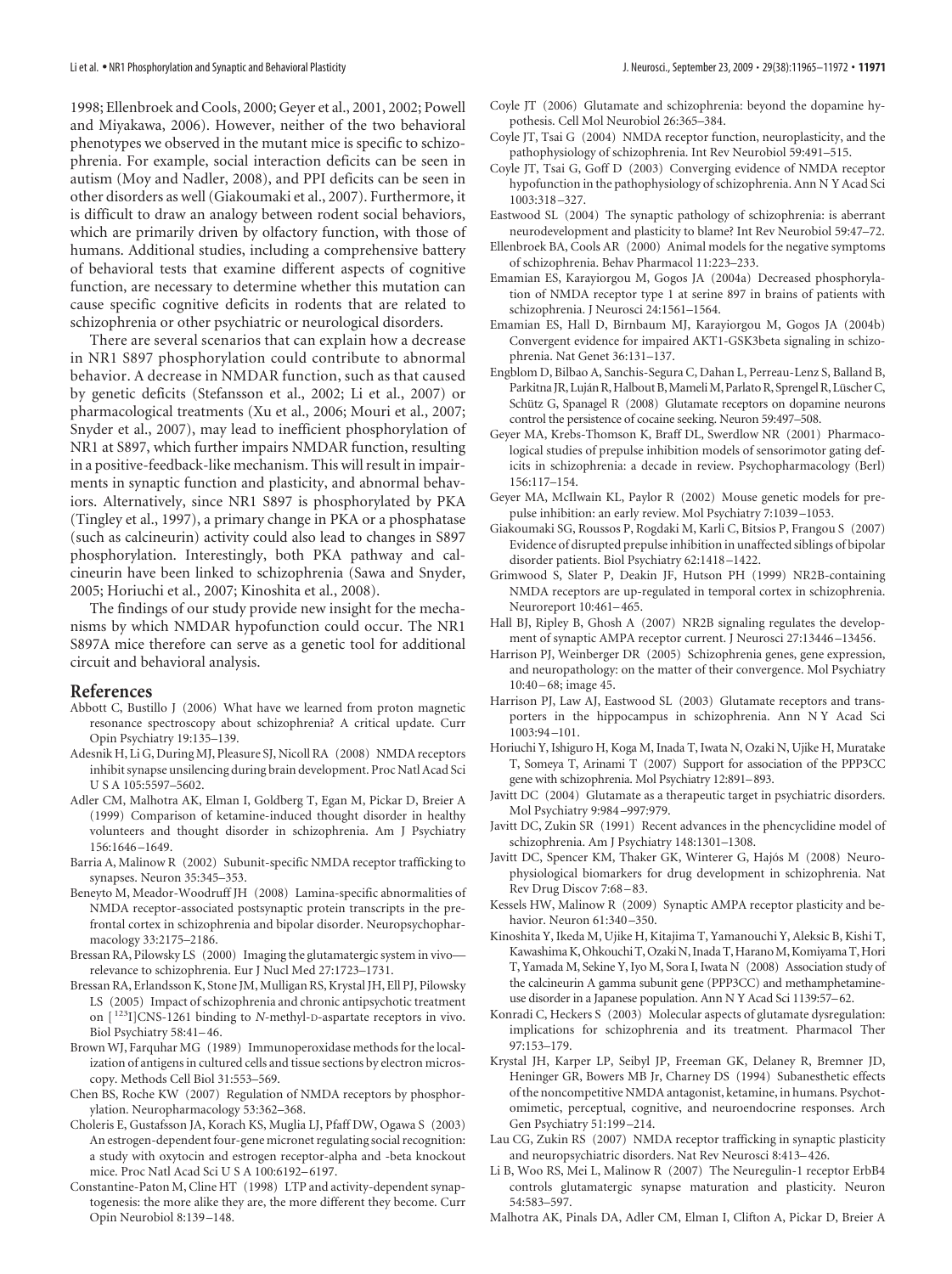1998; Ellenbroek and Cools, 2000; Geyer et al., 2001, 2002; Powell and Miyakawa, 2006). However, neither of the two behavioral phenotypes we observed in the mutant mice is specific to schizophrenia. For example, social interaction deficits can be seen in autism (Moy and Nadler, 2008), and PPI deficits can be seen in other disorders as well (Giakoumaki et al., 2007). Furthermore, it is difficult to draw an analogy between rodent social behaviors, which are primarily driven by olfactory function, with those of humans. Additional studies, including a comprehensive battery of behavioral tests that examine different aspects of cognitive function, are necessary to determine whether this mutation can cause specific cognitive deficits in rodents that are related to schizophrenia or other psychiatric or neurological disorders.

There are several scenarios that can explain how a decrease in NR1 S897 phosphorylation could contribute to abnormal behavior. A decrease in NMDAR function, such as that caused by genetic deficits (Stefansson et al., 2002; Li et al., 2007) or pharmacological treatments (Xu et al., 2006; Mouri et al., 2007; Snyder et al., 2007), may lead to inefficient phosphorylation of NR1 at S897, which further impairs NMDAR function, resulting in a positive-feedback-like mechanism. This will result in impairments in synaptic function and plasticity, and abnormal behaviors. Alternatively, since NR1 S897 is phosphorylated by PKA (Tingley et al., 1997), a primary change in PKA or a phosphatase (such as calcineurin) activity could also lead to changes in S897 phosphorylation. Interestingly, both PKA pathway and calcineurin have been linked to schizophrenia (Sawa and Snyder, 2005; Horiuchi et al., 2007; Kinoshita et al., 2008).

The findings of our study provide new insight for the mechanisms by which NMDAR hypofunction could occur. The NR1 S897A mice therefore can serve as a genetic tool for additional circuit and behavioral analysis.

## References

Abbott C, Bustillo J (2006) What have we learned from proton magnetic resonance spectroscopy about schizophrenia? A critical update. Curr Opin Psychiatry 19:135–139.

Adesnik H, Li G, During MJ, Pleasure SJ, Nicoll RA (2008) NMDA receptors inhibit synapse unsilencing during brain development. Proc Natl Acad Sci U S A 105:5597–5602.

Adler CM, Malhotra AK, Elman I, Goldberg T, Egan M, Pickar D, Breier A (1999) Comparison of ketamine-induced thought disorder in healthy volunteers and thought disorder in schizophrenia. Am J Psychiatry 156:1646–1649.

Barria A, Malinow R (2002) Subunit-specific NMDA receptor trafficking to synapses. Neuron 35:345–353.

Beneyto M, Meador-Woodruff JH (2008) Lamina-specific abnormalities of NMDA receptor-associated postsynaptic protein transcripts in the prefrontal cortex in schizophrenia and bipolar disorder. Neuropsychopharmacology 33:2175–2186.

Bressan RA, Pilowsky LS (2000) Imaging the glutamatergic system in vivo—relevance to schizophrenia. Eur J Nucl Med 27:1723–1731.

Bressan RA, Erlandsson K, Stone JM, Mulligan RS, Krystal JH, Ell PJ, Pilowsky LS (2005) Impact of schizophrenia and chronic antipsychotic treatment on [$^{123}$I]CNS-1261 binding to *N*-methyl-D-aspartate receptors in vivo. Biol Psychiatry 58:41–46.

Brown WJ, Farquhar MG (1989) Immunoperoxidase methods for the localization of antigens in cultured cells and tissue sections by electron microscopy. Methods Cell Biol 31:553–569.

Chen BS, Roche KW (2007) Regulation of NMDA receptors by phosphorylation. Neuropharmacology 53:362–368.

Choleris E, Gustafsson JA, Korach KS, Muglia LJ, Pfaff DW, Ogawa S (2003) An estrogen-dependent four-gene micronet regulating social recognition: a study with oxytocin and estrogen receptor-alpha and -beta knockout mice. Proc Natl Acad Sci U S A 100:6192–6197.

Constantine-Paton M, Cline HT (1998) LTP and activity-dependent synaptogenesis: the more alike they are, the more different they become. Curr Opin Neurobiol 8:139–148.

Coyle JT (2006) Glutamate and schizophrenia: beyond the dopamine hypothesis. Cell Mol Neurobiol 26:365–384.

Coyle JT, Tsai G (2004) NMDA receptor function, neuroplasticity, and the pathophysiology of schizophrenia. Int Rev Neurobiol 59:491–515.

Coyle JT, Tsai G, Goff D (2003) Converging evidence of NMDA receptor hypofunction in the pathophysiology of schizophrenia. Ann N Y Acad Sci 1003:318–327.

Eastwood SL (2004) The synaptic pathology of schizophrenia: is aberrant neurodevelopment and plasticity to blame? Int Rev Neurobiol 59:47–72.

Ellenbroek BA, Cools AR (2000) Animal models for the negative symptoms of schizophrenia. Behav Pharmacol 11:223–233.

Emamian ES, Karayiorgou M, Gogos JA (2004a) Decreased phosphorylation of NMDA receptor type 1 at serine 897 in brains of patients with schizophrenia. J Neurosci 24:1561–1564.

Emamian ES, Hall D, Birnbaum MJ, Karayiorgou M, Gogos JA (2004b) Convergent evidence for impaired AKT1-GSK3beta signaling in schizophrenia. Nat Genet 36:131–137.

Engblom D, Bilbao A, Sanchis-Segura C, Dahan L, Perreau-Lenz S, Balland B, Parkitna JR, Luján R, Halbout B, Mameli M, Parlato R, Sprengel R, Lüscher C, Schütz G, Spanagel R (2008) Glutamate receptors on dopamine neurons control the persistence of cocaine seeking. Neuron 59:497–508.

Geyer MA, Krebs-Thomson K, Braff DL, Swerdlow NR (2001) Pharmacological studies of prepulse inhibition models of sensorimotor gating deficits in schizophrenia: a decade in review. Psychopharmacology (Berl) 156:117–154.

Geyer MA, McIlwain KL, Paylor R (2002) Mouse genetic models for prepulse inhibition: an early review. Mol Psychiatry 7:1039–1053.

Giakoumaki SG, Roussos P, Rogdaki M, Karli C, Bitsios P, Frangou S (2007) Evidence of disrupted prepulse inhibition in unaffected siblings of bipolar disorder patients. Biol Psychiatry 62:1418–1422.

Grimwood S, Slater P, Deakin JF, Hutson PH (1999) NR2B-containing NMDA receptors are up-regulated in temporal cortex in schizophrenia. Neuroreport 10:461–465.

Hall BJ, Ripley B, Ghosh A (2007) NR2B signaling regulates the development of synaptic AMPA receptor current. J Neurosci 27:13446–13456.

Harrison PJ, Weinberger DR (2005) Schizophrenia genes, gene expression, and neuropathology: on the matter of their convergence. Mol Psychiatry 10:40–68; image 45.

Harrison PJ, Law AJ, Eastwood SL (2003) Glutamate receptors and transporters in the hippocampus in schizophrenia. Ann N Y Acad Sci 1003:94–101.

Horiuchi Y, Ishiguro H, Koga M, Inada T, Iwata N, Ozaki N, Ujike H, Muratake T, Someya T, Arinami T (2007) Support for association of the PPP3CC gene with schizophrenia. Mol Psychiatry 12:891–893.

Javitt DC (2004) Glutamate as a therapeutic target in psychiatric disorders. Mol Psychiatry 9:984–997:979.

Javitt DC, Zukin SR (1991) Recent advances in the phencyclidine model of schizophrenia. Am J Psychiatry 148:1301–1308.

Javitt DC, Spencer KM, Thaker GK, Winterer G, Hajós M (2008) Neurophysiological biomarkers for drug development in schizophrenia. Nat Rev Drug Discov 7:68–83.

Kessels HW, Malinow R (2009) Synaptic AMPA receptor plasticity and behavior. Neuron 61:340–350.

Kinoshita Y, Ikeda M, Ujike H, Kitajima T, Yamanouchi Y, Aleksic B, Kishi T, Kawashima K, Ohkouchi T, Ozaki N, Inada T, Harano M, Komiyama T, Hori T, Yamada M, Sekine Y, Iyo M, Sora I, Iwata N (2008) Association study of the calcineurin A gamma subunit gene (PPP3CC) and methamphetamine-use disorder in a Japanese population. Ann N Y Acad Sci 1139:57–62.

Konradi C, Heckers S (2003) Molecular aspects of glutamate dysregulation: implications for schizophrenia and its treatment. Pharmacol Ther 97:153–179.

Krystal JH, Karper LP, Seibyl JP, Freeman GK, Delaney R, Bremner JD, Heninger GR, Bowers MB Jr, Charney DS (1994) Subanesthetic effects of the noncompetitive NMDA antagonist, ketamine, in humans. Psychotomimetic, perceptual, cognitive, and neuroendocrine responses. Arch Gen Psychiatry 51:199–214.

Lau CG, Zukin RS (2007) NMDA receptor trafficking in synaptic plasticity and neuropsychiatric disorders. Nat Rev Neurosci 8:413–426.

Li B, Woo RS, Mei L, Malinow R (2007) The Neuregulin-1 receptor ErbB4 controls glutamatergic synapse maturation and plasticity. Neuron 54:583–597.

Malhotra AK, Pinals DA, Adler CM, Elman I, Clifton A, Pickar D, Breier A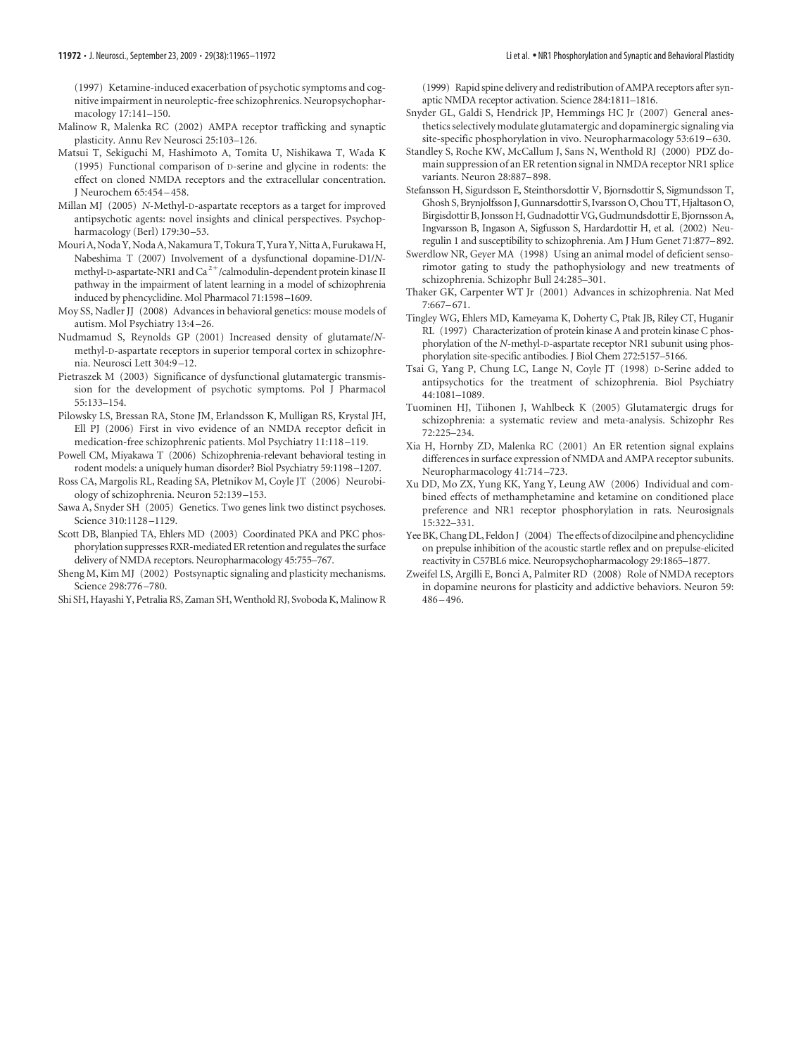(1997) Ketamine-induced exacerbation of psychotic symptoms and cognitive impairment in neuroleptic-free schizophrenics. Neuropsychopharmacology 17:141–150.

Malinow R, Malenka RC (2002) AMPA receptor trafficking and synaptic plasticity. Annu Rev Neurosci 25:103–126.

Matsui T, Sekiguchi M, Hashimoto A, Tomita U, Nishikawa T, Wada K (1995) Functional comparison of D-serine and glycine in rodents: the effect on cloned NMDA receptors and the extracellular concentration. J Neurochem 65:454–458.

Millan MJ (2005) *N*-Methyl-D-aspartate receptors as a target for improved antipsychotic agents: novel insights and clinical perspectives. Psychopharmacology (Berl) 179:30–53.

Mouri A, Noda Y, Noda A, Nakamura T, Tokura T, Yura Y, Nitta A, Furukawa H, Nabeshima T (2007) Involvement of a dysfunctional dopamine-D1/*N*-methyl-D-aspartate-NR1 and $Ca^{2+}$/calmodulin-dependent protein kinase II pathway in the impairment of latent learning in a model of schizophrenia induced by phencyclidine. Mol Pharmacol 71:1598–1609.

Moy SS, Nadler JJ (2008) Advances in behavioral genetics: mouse models of autism. Mol Psychiatry 13:4–26.

Nudmamud S, Reynolds GP (2001) Increased density of glutamate/*N*-methyl-D-aspartate receptors in superior temporal cortex in schizophrenia. Neurosci Lett 304:9–12.

Pietraszek M (2003) Significance of dysfunctional glutamatergic transmission for the development of psychotic symptoms. Pol J Pharmacol 55:133–154.

Pilowsky LS, Bressan RA, Stone JM, Erlandsson K, Mulligan RS, Krystal JH, Ell PJ (2006) First in vivo evidence of an NMDA receptor deficit in medication-free schizophrenic patients. Mol Psychiatry 11:118–119.

Powell CM, Miyakawa T (2006) Schizophrenia-relevant behavioral testing in rodent models: a uniquely human disorder? Biol Psychiatry 59:1198–1207.

Ross CA, Margolis RL, Reading SA, Pletnikov M, Coyle JT (2006) Neurobiology of schizophrenia. Neuron 52:139–153.

Sawa A, Snyder SH (2005) Genetics. Two genes link two distinct psychoses. Science 310:1128–1129.

Scott DB, Blanpied TA, Ehlers MD (2003) Coordinated PKA and PKC phosphorylation suppresses RXR-mediated ER retention and regulates the surface delivery of NMDA receptors. Neuropharmacology 45:755–767.

Sheng M, Kim MJ (2002) Postsynaptic signaling and plasticity mechanisms. Science 298:776–780.

Shi SH, Hayashi Y, Petralia RS, Zaman SH, Wenthold RJ, Svoboda K, Malinow R (1999) Rapid spine delivery and redistribution of AMPA receptors after synaptic NMDA receptor activation. Science 284:1811–1816.

Snyder GL, Galdi S, Hendrick JP, Hemmings HC Jr (2007) General anesthetics selectively modulate glutamatergic and dopaminergic signaling via site-specific phosphorylation in vivo. Neuropharmacology 53:619–630.

Standley S, Roche KW, McCallum J, Sans N, Wenthold RJ (2000) PDZ domain suppression of an ER retention signal in NMDA receptor NR1 splice variants. Neuron 28:887–898.

Stefansson H, Sigurdsson E, Steinthorsdottir V, Bjornsdottir S, Sigmundsson T, Ghosh S, Brynjolfsson J, Gunnarsdottir S, Ivarsson O, Chou TT, Hjaltason O, Birgisdottir B, Jonsson H, Gudnadottir VG, Gudmundsdottir E, Bjornsson A, Ingvarsson B, Ingason A, Sigfusson S, Hardardottir H, et al. (2002) Neuregulin 1 and susceptibility to schizophrenia. Am J Hum Genet 71:877–892.

Swerdlow NR, Geyer MA (1998) Using an animal model of deficient sensorimotor gating to study the pathophysiology and new treatments of schizophrenia. Schizophr Bull 24:285–301.

Thaker GK, Carpenter WT Jr (2001) Advances in schizophrenia. Nat Med 7:667–671.

Tingley WG, Ehlers MD, Kameyama K, Doherty C, Ptak JB, Riley CT, Huganir RL (1997) Characterization of protein kinase A and protein kinase C phosphorylation of the *N*-methyl-D-aspartate receptor NR1 subunit using phosphorylation site-specific antibodies. J Biol Chem 272:5157–5166.

Tsai G, Yang P, Chung LC, Lange N, Coyle JT (1998) D-Serine added to antipsychotics for the treatment of schizophrenia. Biol Psychiatry 44:1081–1089.

Tuominen HJ, Tiihonen J, Wahlbeck K (2005) Glutamatergic drugs for schizophrenia: a systematic review and meta-analysis. Schizophr Res 72:225–234.

Xia H, Hornby ZD, Malenka RC (2001) An ER retention signal explains differences in surface expression of NMDA and AMPA receptor subunits. Neuropharmacology 41:714–723.

Xu DD, Mo ZX, Yung KK, Yang Y, Leung AW (2006) Individual and combined effects of methamphetamine and ketamine on conditioned place preference and NR1 receptor phosphorylation in rats. Neurosignals 15:322–331.

Yee BK, Chang DL, Feldon J (2004) The effects of dizocilpine and phencyclidine on prepulse inhibition of the acoustic startle reflex and on prepulse-elicited reactivity in C57BL6 mice. Neuropsychopharmacology 29:1865–1877.

Zweifel LS, Argilli E, Bonci A, Palmiter RD (2008) Role of NMDA receptors in dopamine neurons for plasticity and addictive behaviors. Neuron 59:486–496.